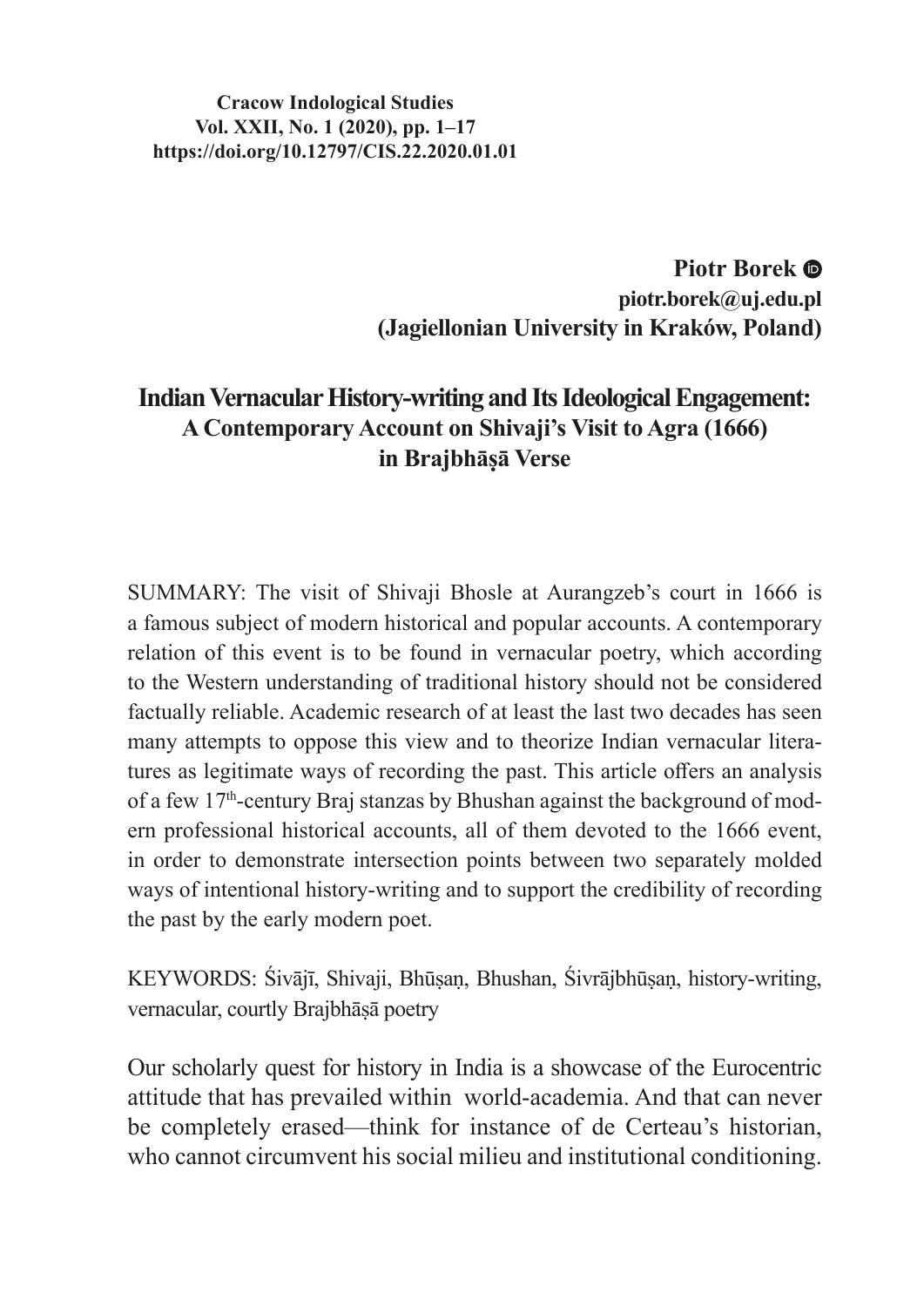**Cracow Indological Studies**
**Vol. XXII, No. 1 (2020), pp. 1–17**
**https://doi.org/10.12797/CIS.22.2020.01.01**

**Piotr Borek**
**piotr.borek@uj.edu.pl**
**(Jagiellonian University in Kraków, Poland)**

# Indian Vernacular History-writing and Its Ideological Engagement: A Contemporary Account on Shivaji's Visit to Agra (1666) in Brajbhāṣā Verse

SUMMARY: The visit of Shivaji Bhosle at Aurangzeb's court in 1666 is a famous subject of modern historical and popular accounts. A contemporary relation of this event is to be found in vernacular poetry, which according to the Western understanding of traditional history should not be considered factually reliable. Academic research of at least the last two decades has seen many attempts to oppose this view and to theorize Indian vernacular literatures as legitimate ways of recording the past. This article offers an analysis of a few 17th-century Braj stanzas by Bhushan against the background of modern professional historical accounts, all of them devoted to the 1666 event, in order to demonstrate intersection points between two separately molded ways of intentional history-writing and to support the credibility of recording the past by the early modern poet.

KEYWORDS: Śivājī, Shivaji, Bhūṣaṇ, Bhushan, Śivrājbhūṣaṇ, history-writing, vernacular, courtly Brajbhāṣā poetry

Our scholarly quest for history in India is a showcase of the Eurocentric attitude that has prevailed within world-academia. And that can never be completely erased—think for instance of de Certeau's historian, who cannot circumvent his social milieu and institutional conditioning.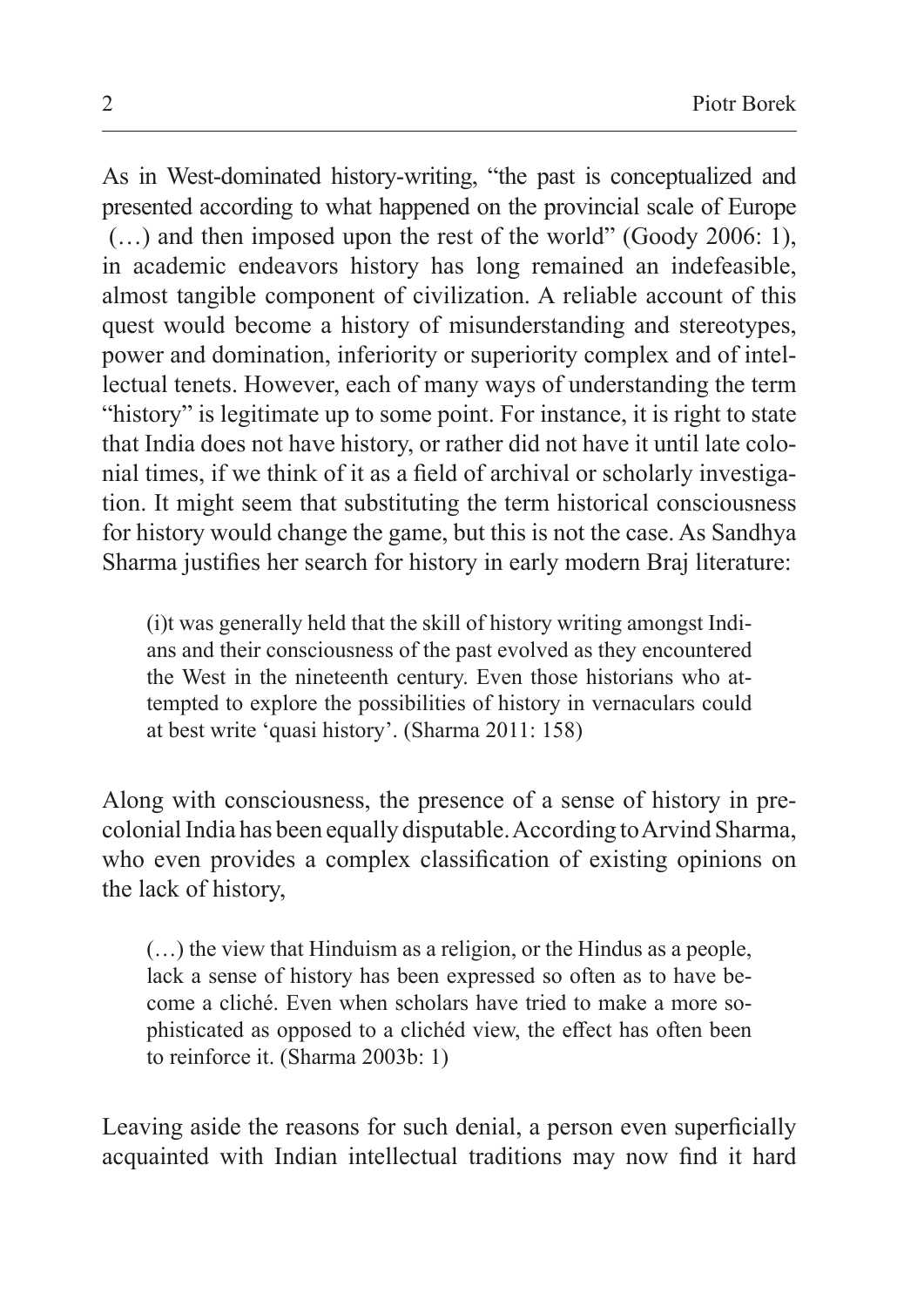As in West-dominated history-writing, "the past is conceptualized and presented according to what happened on the provincial scale of Europe (…) and then imposed upon the rest of the world" (Goody 2006: 1), in academic endeavors history has long remained an indefeasible, almost tangible component of civilization. A reliable account of this quest would become a history of misunderstanding and stereotypes, power and domination, inferiority or superiority complex and of intellectual tenets. However, each of many ways of understanding the term "history" is legitimate up to some point. For instance, it is right to state that India does not have history, or rather did not have it until late colonial times, if we think of it as a field of archival or scholarly investigation. It might seem that substituting the term historical consciousness for history would change the game, but this is not the case. As Sandhya Sharma justifies her search for history in early modern Braj literature:

> (i)t was generally held that the skill of history writing amongst Indians and their consciousness of the past evolved as they encountered the West in the nineteenth century. Even those historians who attempted to explore the possibilities of history in vernaculars could at best write 'quasi history'. (Sharma 2011: 158)

Along with consciousness, the presence of a sense of history in precolonial India has been equally disputable. According to Arvind Sharma, who even provides a complex classification of existing opinions on the lack of history,

> (…) the view that Hinduism as a religion, or the Hindus as a people, lack a sense of history has been expressed so often as to have become a cliché. Even when scholars have tried to make a more sophisticated as opposed to a clichéd view, the effect has often been to reinforce it. (Sharma 2003b: 1)

Leaving aside the reasons for such denial, a person even superficially acquainted with Indian intellectual traditions may now find it hard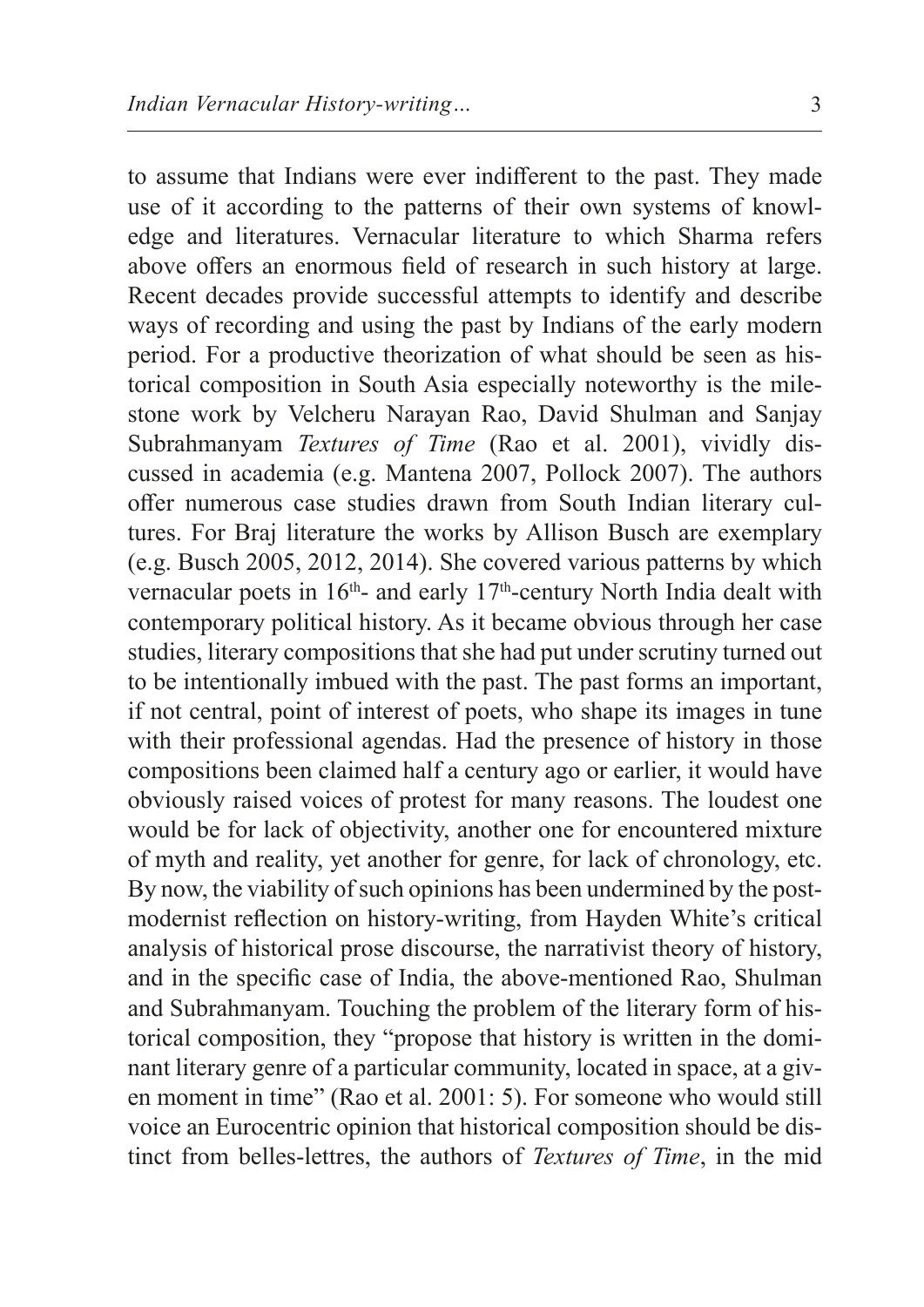to assume that Indians were ever indifferent to the past. They made use of it according to the patterns of their own systems of knowledge and literatures. Vernacular literature to which Sharma refers above offers an enormous field of research in such history at large. Recent decades provide successful attempts to identify and describe ways of recording and using the past by Indians of the early modern period. For a productive theorization of what should be seen as historical composition in South Asia especially noteworthy is the milestone work by Velcheru Narayan Rao, David Shulman and Sanjay Subrahmanyam *Textures of Time* (Rao et al. 2001), vividly discussed in academia (e.g. Mantena 2007, Pollock 2007). The authors offer numerous case studies drawn from South Indian literary cultures. For Braj literature the works by Allison Busch are exemplary (e.g. Busch 2005, 2012, 2014). She covered various patterns by which vernacular poets in 16th- and early 17th-century North India dealt with contemporary political history. As it became obvious through her case studies, literary compositions that she had put under scrutiny turned out to be intentionally imbued with the past. The past forms an important, if not central, point of interest of poets, who shape its images in tune with their professional agendas. Had the presence of history in those compositions been claimed half a century ago or earlier, it would have obviously raised voices of protest for many reasons. The loudest one would be for lack of objectivity, another one for encountered mixture of myth and reality, yet another for genre, for lack of chronology, etc. By now, the viability of such opinions has been undermined by the postmodernist reflection on history-writing, from Hayden White's critical analysis of historical prose discourse, the narrativist theory of history, and in the specific case of India, the above-mentioned Rao, Shulman and Subrahmanyam. Touching the problem of the literary form of historical composition, they "propose that history is written in the dominant literary genre of a particular community, located in space, at a given moment in time" (Rao et al. 2001: 5). For someone who would still voice an Eurocentric opinion that historical composition should be distinct from belles-lettres, the authors of *Textures of Time*, in the mid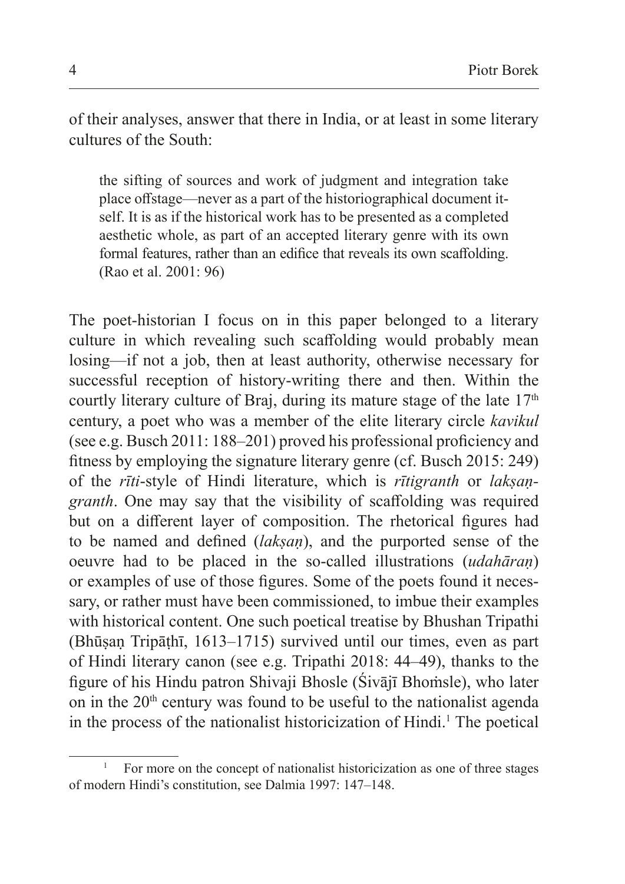of their analyses, answer that there in India, or at least in some literary cultures of the South:

> the sifting of sources and work of judgment and integration take place offstage—never as a part of the historiographical document itself. It is as if the historical work has to be presented as a completed aesthetic whole, as part of an accepted literary genre with its own formal features, rather than an edifice that reveals its own scaffolding. (Rao et al. 2001: 96)

The poet-historian I focus on in this paper belonged to a literary culture in which revealing such scaffolding would probably mean losing—if not a job, then at least authority, otherwise necessary for successful reception of history-writing there and then. Within the courtly literary culture of Braj, during its mature stage of the late 17th century, a poet who was a member of the elite literary circle *kavikul* (see e.g. Busch 2011: 188–201) proved his professional proficiency and fitness by employing the signature literary genre (cf. Busch 2015: 249) of the *rīti*-style of Hindi literature, which is *rītigranth* or *lakṣaṇ-granth*. One may say that the visibility of scaffolding was required but on a different layer of composition. The rhetorical figures had to be named and defined (*lakṣaṇ*), and the purported sense of the oeuvre had to be placed in the so-called illustrations (*udahāraṇ*) or examples of use of those figures. Some of the poets found it necessary, or rather must have been commissioned, to imbue their examples with historical content. One such poetical treatise by Bhushan Tripathi (Bhūṣaṇ Tripāṭhī, 1613–1715) survived until our times, even as part of Hindi literary canon (see e.g. Tripathi 2018: 44–49), thanks to the figure of his Hindu patron Shivaji Bhosle (Śivājī Bhoṁsle), who later on in the 20th century was found to be useful to the nationalist agenda in the process of the nationalist historicization of Hindi.[1] The poetical

[1] For more on the concept of nationalist historicization as one of three stages of modern Hindi's constitution, see Dalmia 1997: 147–148.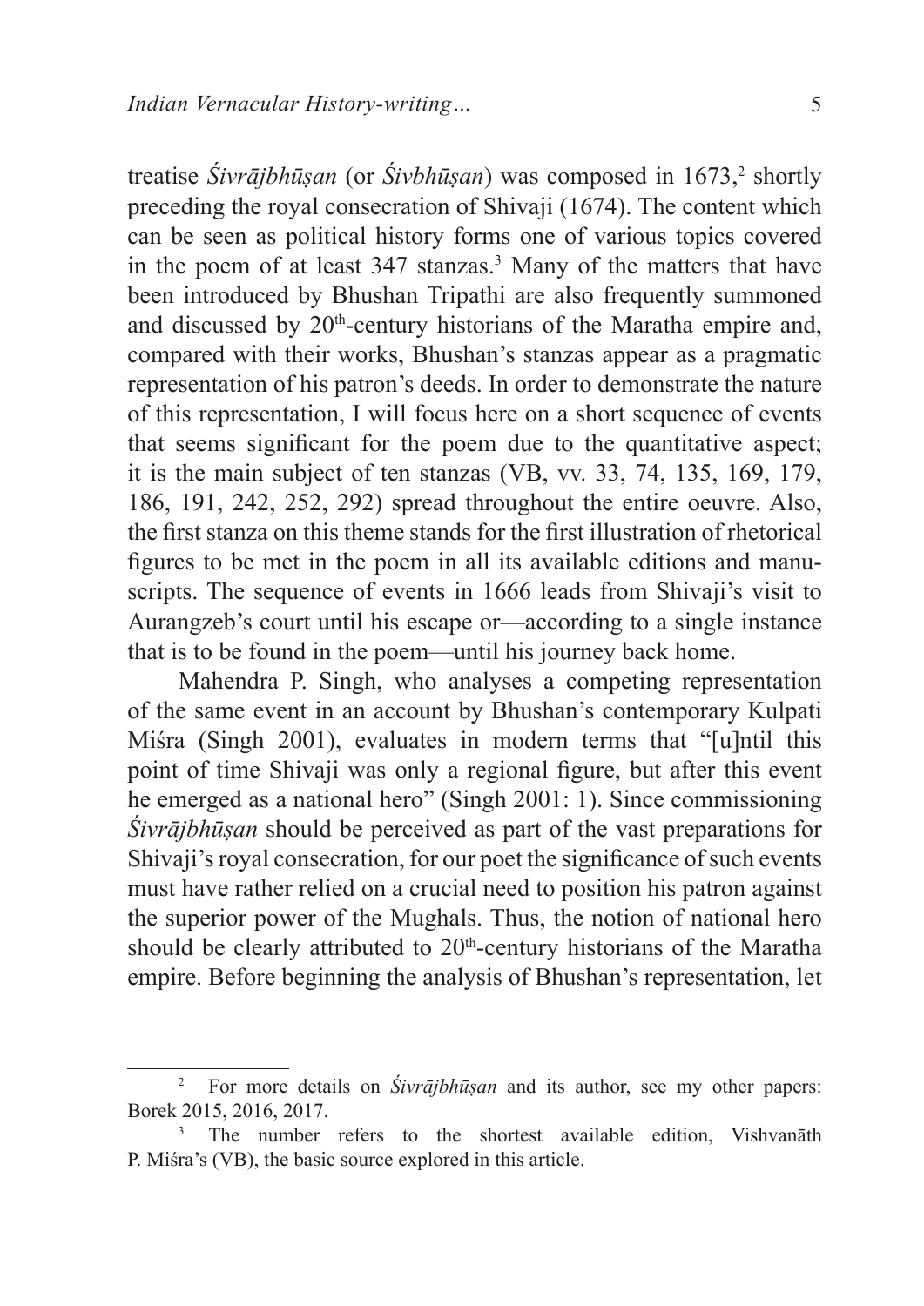treatise *Śivrājbhūṣan* (or *Śivbhūṣan*) was composed in 1673,[2] shortly preceding the royal consecration of Shivaji (1674). The content which can be seen as political history forms one of various topics covered in the poem of at least 347 stanzas.[3] Many of the matters that have been introduced by Bhushan Tripathi are also frequently summoned and discussed by 20th-century historians of the Maratha empire and, compared with their works, Bhushan's stanzas appear as a pragmatic representation of his patron's deeds. In order to demonstrate the nature of this representation, I will focus here on a short sequence of events that seems significant for the poem due to the quantitative aspect; it is the main subject of ten stanzas (VB, vv. 33, 74, 135, 169, 179, 186, 191, 242, 252, 292) spread throughout the entire oeuvre. Also, the first stanza on this theme stands for the first illustration of rhetorical figures to be met in the poem in all its available editions and manuscripts. The sequence of events in 1666 leads from Shivaji's visit to Aurangzeb's court until his escape or—according to a single instance that is to be found in the poem—until his journey back home.

Mahendra P. Singh, who analyses a competing representation of the same event in an account by Bhushan's contemporary Kulpati Miśra (Singh 2001), evaluates in modern terms that "[u]ntil this point of time Shivaji was only a regional figure, but after this event he emerged as a national hero" (Singh 2001: 1). Since commissioning *Śivrājbhūṣan* should be perceived as part of the vast preparations for Shivaji's royal consecration, for our poet the significance of such events must have rather relied on a crucial need to position his patron against the superior power of the Mughals. Thus, the notion of national hero should be clearly attributed to 20th-century historians of the Maratha empire. Before beginning the analysis of Bhushan's representation, let

---

[2] For more details on *Śivrājbhūṣan* and its author, see my other papers: Borek 2015, 2016, 2017.

[3] The number refers to the shortest available edition, Vishvanāth P. Miśra's (VB), the basic source explored in this article.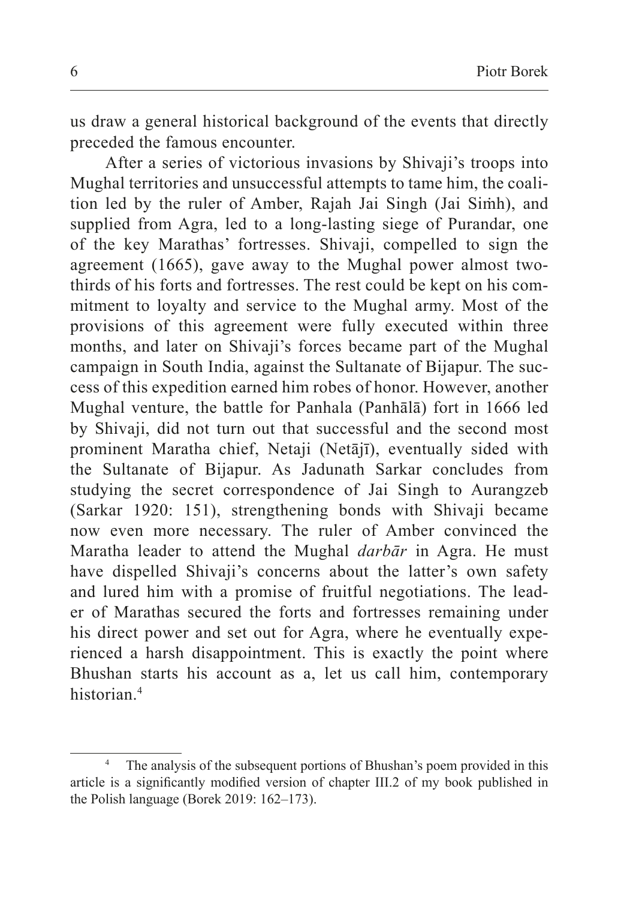us draw a general historical background of the events that directly preceded the famous encounter.

After a series of victorious invasions by Shivaji's troops into Mughal territories and unsuccessful attempts to tame him, the coalition led by the ruler of Amber, Rajah Jai Singh (Jai Siṁh), and supplied from Agra, led to a long-lasting siege of Purandar, one of the key Marathas' fortresses. Shivaji, compelled to sign the agreement (1665), gave away to the Mughal power almost two-thirds of his forts and fortresses. The rest could be kept on his commitment to loyalty and service to the Mughal army. Most of the provisions of this agreement were fully executed within three months, and later on Shivaji's forces became part of the Mughal campaign in South India, against the Sultanate of Bijapur. The success of this expedition earned him robes of honor. However, another Mughal venture, the battle for Panhala (Panhālā) fort in 1666 led by Shivaji, did not turn out that successful and the second most prominent Maratha chief, Netaji (Netājī), eventually sided with the Sultanate of Bijapur. As Jadunath Sarkar concludes from studying the secret correspondence of Jai Singh to Aurangzeb (Sarkar 1920: 151), strengthening bonds with Shivaji became now even more necessary. The ruler of Amber convinced the Maratha leader to attend the Mughal *darbār* in Agra. He must have dispelled Shivaji's concerns about the latter's own safety and lured him with a promise of fruitful negotiations. The leader of Marathas secured the forts and fortresses remaining under his direct power and set out for Agra, where he eventually experienced a harsh disappointment. This is exactly the point where Bhushan starts his account as a, let us call him, contemporary historian.[4]

[4] The analysis of the subsequent portions of Bhushan's poem provided in this article is a significantly modified version of chapter III.2 of my book published in the Polish language (Borek 2019: 162–173).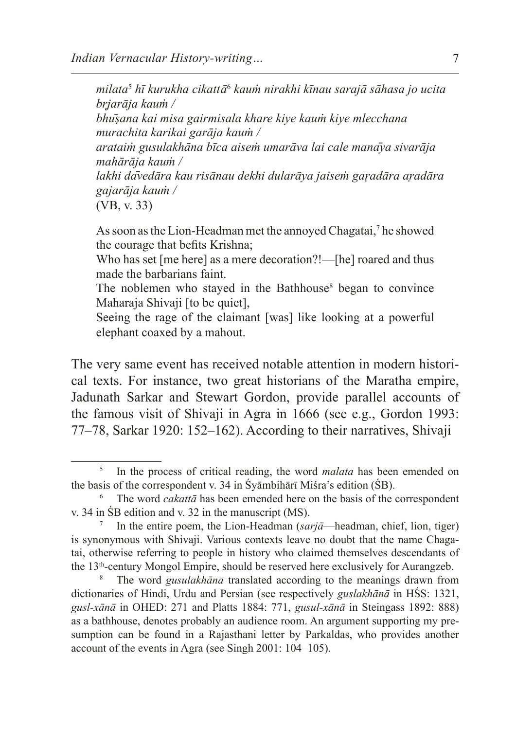*milata*[5] *hī kurukha cikattā*[6] *kauṁ nirakhi kīnau sarajā sāhasa jo ucita brjarāja kauṁ /*
*bhuṣana kai misa gairmisala khare kiye kauṁ kiye mlecchana murachita karikai garāja kauṁ /*
*arataiṁ gusulakhāna bīca aiseṁ umarāva lai cale manāya sivarāja mahārāja kauṁ /*
*lakhi dāvedāra kau risānau dekhi dularāya jaiseṁ gaṛadāra aṛadāra gajarāja kauṁ /*
(VB, v. 33)

As soon as the Lion-Headman met the annoyed Chagatai,[7] he showed the courage that befits Krishna;
Who has set [me here] as a mere decoration?!—[he] roared and thus made the barbarians faint.
The noblemen who stayed in the Bathhouse[8] began to convince Maharaja Shivaji [to be quiet],
Seeing the rage of the claimant [was] like looking at a powerful elephant coaxed by a mahout.

The very same event has received notable attention in modern historical texts. For instance, two great historians of the Maratha empire, Jadunath Sarkar and Stewart Gordon, provide parallel accounts of the famous visit of Shivaji in Agra in 1666 (see e.g., Gordon 1993: 77–78, Sarkar 1920: 152–162). According to their narratives, Shivaji

---

[5] In the process of critical reading, the word *malata* has been emended on the basis of the correspondent v. 34 in Śyāmbihārī Miśra's edition (ŚB).

[6] The word *cakattā* has been emended here on the basis of the correspondent v. 34 in ŚB edition and v. 32 in the manuscript (MS).

[7] In the entire poem, the Lion-Headman (*sarjā*—headman, chief, lion, tiger) is synonymous with Shivaji. Various contexts leave no doubt that the name Chagatai, otherwise referring to people in history who claimed themselves descendants of the 13th-century Mongol Empire, should be reserved here exclusively for Aurangzeb.

[8] The word *gusulakhāna* translated according to the meanings drawn from dictionaries of Hindi, Urdu and Persian (see respectively *guslakhānā* in HŚS: 1321, *gusl-xānā* in OHED: 271 and Platts 1884: 771, *gusul-xānā* in Steingass 1892: 888) as a bathhouse, denotes probably an audience room. An argument supporting my presumption can be found in a Rajasthani letter by Parkaldas, who provides another account of the events in Agra (see Singh 2001: 104–105).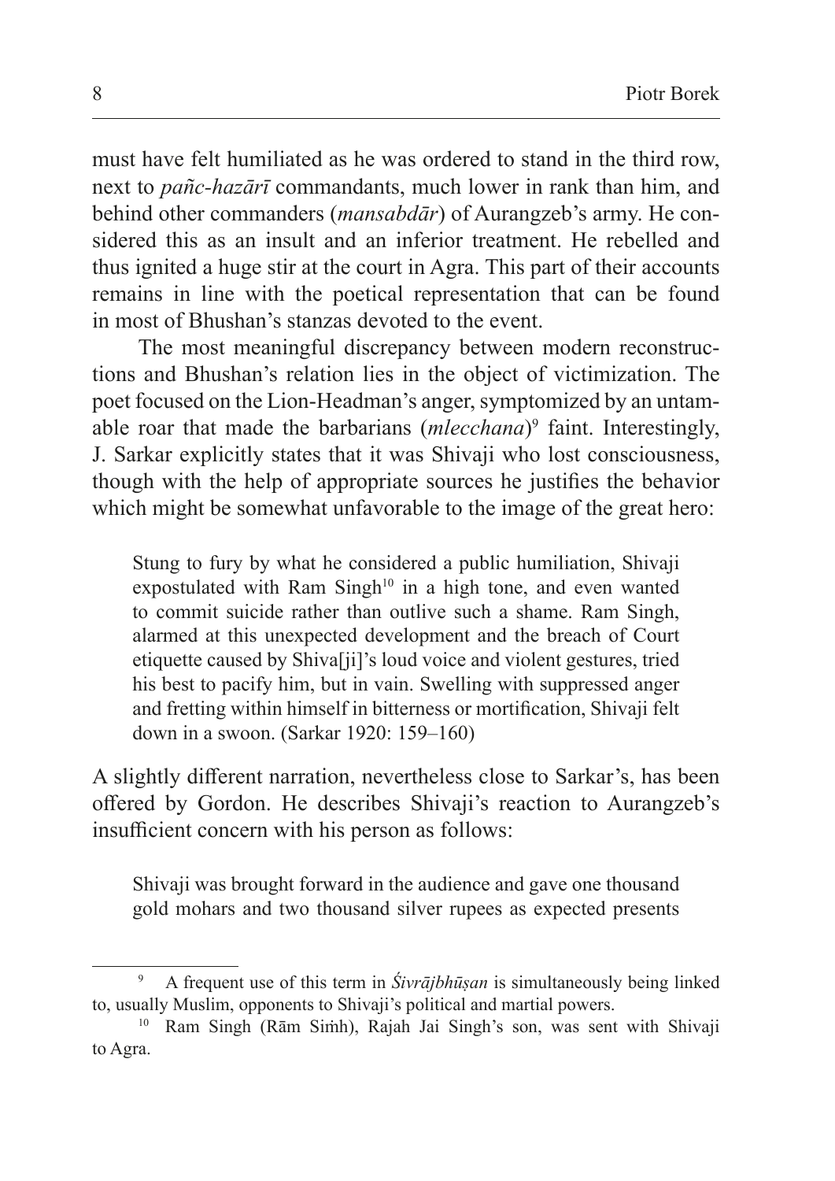must have felt humiliated as he was ordered to stand in the third row, next to *pañc-hazārī* commandants, much lower in rank than him, and behind other commanders (*mansabdār*) of Aurangzeb's army. He considered this as an insult and an inferior treatment. He rebelled and thus ignited a huge stir at the court in Agra. This part of their accounts remains in line with the poetical representation that can be found in most of Bhushan's stanzas devoted to the event.

The most meaningful discrepancy between modern reconstructions and Bhushan's relation lies in the object of victimization. The poet focused on the Lion-Headman's anger, symptomized by an untamable roar that made the barbarians (*mlecchana*)[9] faint. Interestingly, J. Sarkar explicitly states that it was Shivaji who lost consciousness, though with the help of appropriate sources he justifies the behavior which might be somewhat unfavorable to the image of the great hero:

> Stung to fury by what he considered a public humiliation, Shivaji expostulated with Ram Singh[10] in a high tone, and even wanted to commit suicide rather than outlive such a shame. Ram Singh, alarmed at this unexpected development and the breach of Court etiquette caused by Shiva[ji]'s loud voice and violent gestures, tried his best to pacify him, but in vain. Swelling with suppressed anger and fretting within himself in bitterness or mortification, Shivaji felt down in a swoon. (Sarkar 1920: 159–160)

A slightly different narration, nevertheless close to Sarkar's, has been offered by Gordon. He describes Shivaji's reaction to Aurangzeb's insufficient concern with his person as follows:

> Shivaji was brought forward in the audience and gave one thousand gold mohars and two thousand silver rupees as expected presents

---

[9] A frequent use of this term in *Śivrājbhūṣan* is simultaneously being linked to, usually Muslim, opponents to Shivaji's political and martial powers.

[10] Ram Singh (Rām Siṁh), Rajah Jai Singh's son, was sent with Shivaji to Agra.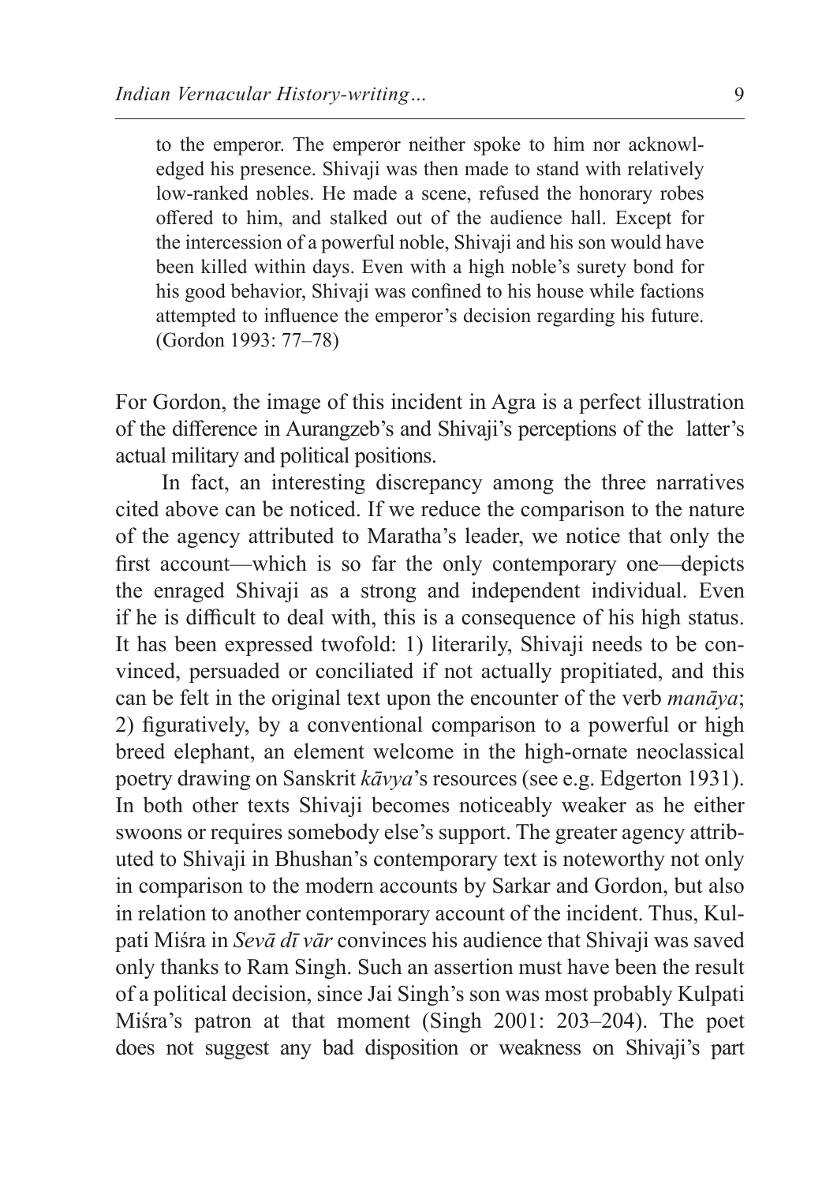> to the emperor. The emperor neither spoke to him nor acknowledged his presence. Shivaji was then made to stand with relatively low-ranked nobles. He made a scene, refused the honorary robes offered to him, and stalked out of the audience hall. Except for the intercession of a powerful noble, Shivaji and his son would have been killed within days. Even with a high noble's surety bond for his good behavior, Shivaji was confined to his house while factions attempted to influence the emperor's decision regarding his future. (Gordon 1993: 77–78)

For Gordon, the image of this incident in Agra is a perfect illustration of the difference in Aurangzeb's and Shivaji's perceptions of the latter's actual military and political positions.

In fact, an interesting discrepancy among the three narratives cited above can be noticed. If we reduce the comparison to the nature of the agency attributed to Maratha's leader, we notice that only the first account—which is so far the only contemporary one—depicts the enraged Shivaji as a strong and independent individual. Even if he is difficult to deal with, this is a consequence of his high status. It has been expressed twofold: 1) literarily, Shivaji needs to be convinced, persuaded or conciliated if not actually propitiated, and this can be felt in the original text upon the encounter of the verb *manāya*; 2) figuratively, by a conventional comparison to a powerful or high breed elephant, an element welcome in the high-ornate neoclassical poetry drawing on Sanskrit *kāvya*'s resources (see e.g. Edgerton 1931). In both other texts Shivaji becomes noticeably weaker as he either swoons or requires somebody else's support. The greater agency attributed to Shivaji in Bhushan's contemporary text is noteworthy not only in comparison to the modern accounts by Sarkar and Gordon, but also in relation to another contemporary account of the incident. Thus, Kulpati Miśra in *Sevā dī vār* convinces his audience that Shivaji was saved only thanks to Ram Singh. Such an assertion must have been the result of a political decision, since Jai Singh's son was most probably Kulpati Miśra's patron at that moment (Singh 2001: 203–204). The poet does not suggest any bad disposition or weakness on Shivaji's part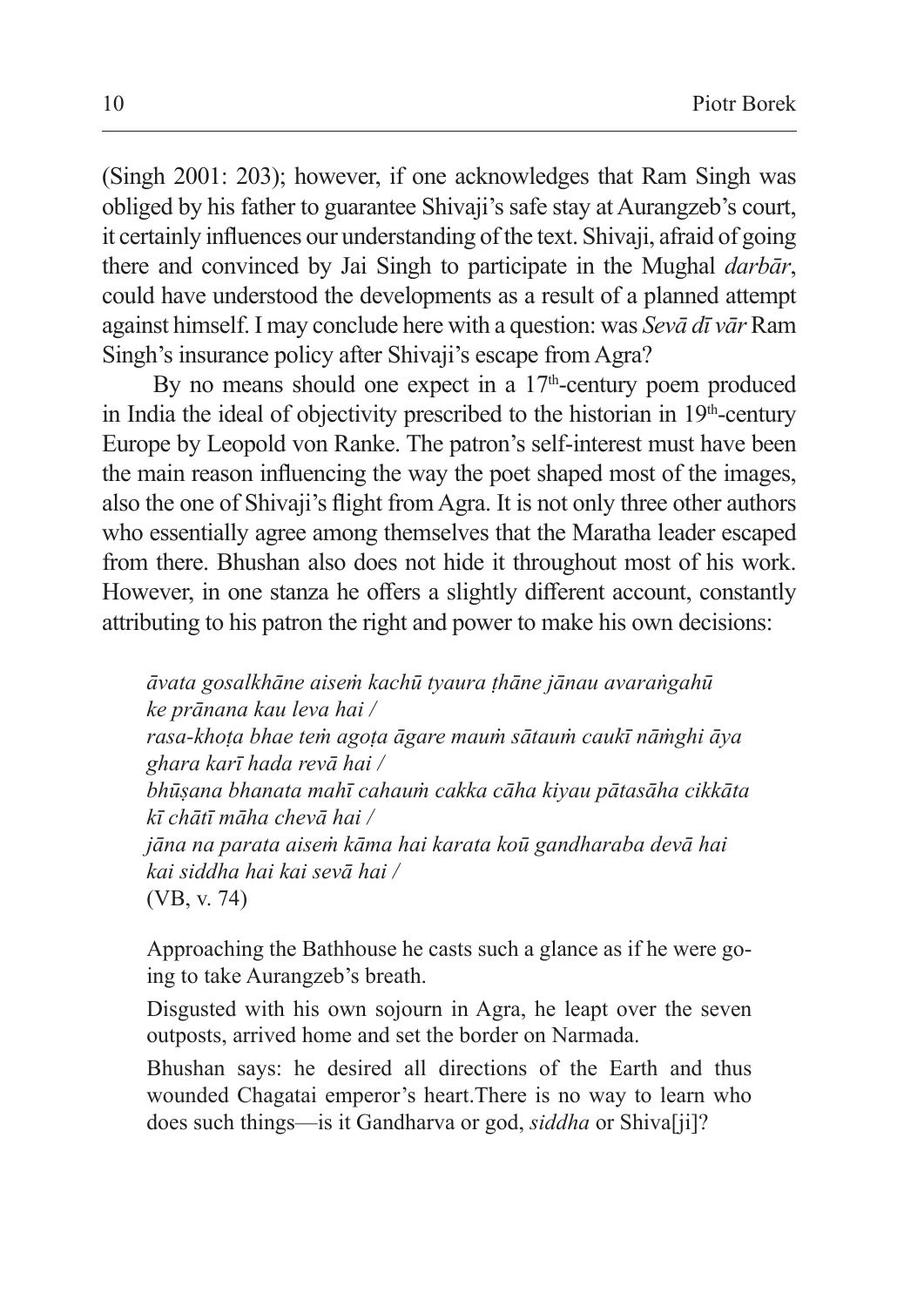(Singh 2001: 203); however, if one acknowledges that Ram Singh was obliged by his father to guarantee Shivaji's safe stay at Aurangzeb's court, it certainly influences our understanding of the text. Shivaji, afraid of going there and convinced by Jai Singh to participate in the Mughal *darbār*, could have understood the developments as a result of a planned attempt against himself. I may conclude here with a question: was *Sevā dī vār* Ram Singh's insurance policy after Shivaji's escape from Agra?

By no means should one expect in a 17th-century poem produced in India the ideal of objectivity prescribed to the historian in 19th-century Europe by Leopold von Ranke. The patron's self-interest must have been the main reason influencing the way the poet shaped most of the images, also the one of Shivaji's flight from Agra. It is not only three other authors who essentially agree among themselves that the Maratha leader escaped from there. Bhushan also does not hide it throughout most of his work. However, in one stanza he offers a slightly different account, constantly attributing to his patron the right and power to make his own decisions:

> *āvata gosalkhāne aiseṁ kachū tyaura ṭhāne jānau avaraṅgahū ke prānana kau leva hai /*
> *rasa-khoṭa bhae teṁ agoṭa āgare mauṁ sātauṁ caukī nāṁghi āya ghara karī hada revā hai /*
> *bhūṣana bhanata mahī cahauṁ cakka cāha kiyau pātasāha cikkāta kī chātī māha chevā hai /*
> *jāna na parata aiseṁ kāma hai karata koū gandharaba devā hai kai siddha hai kai sevā hai /*
> (VB, v. 74)

> Approaching the Bathhouse he casts such a glance as if he were going to take Aurangzeb's breath.
>
> Disgusted with his own sojourn in Agra, he leapt over the seven outposts, arrived home and set the border on Narmada.
>
> Bhushan says: he desired all directions of the Earth and thus wounded Chagatai emperor's heart.There is no way to learn who does such things—is it Gandharva or god, *siddha* or Shiva[ji]?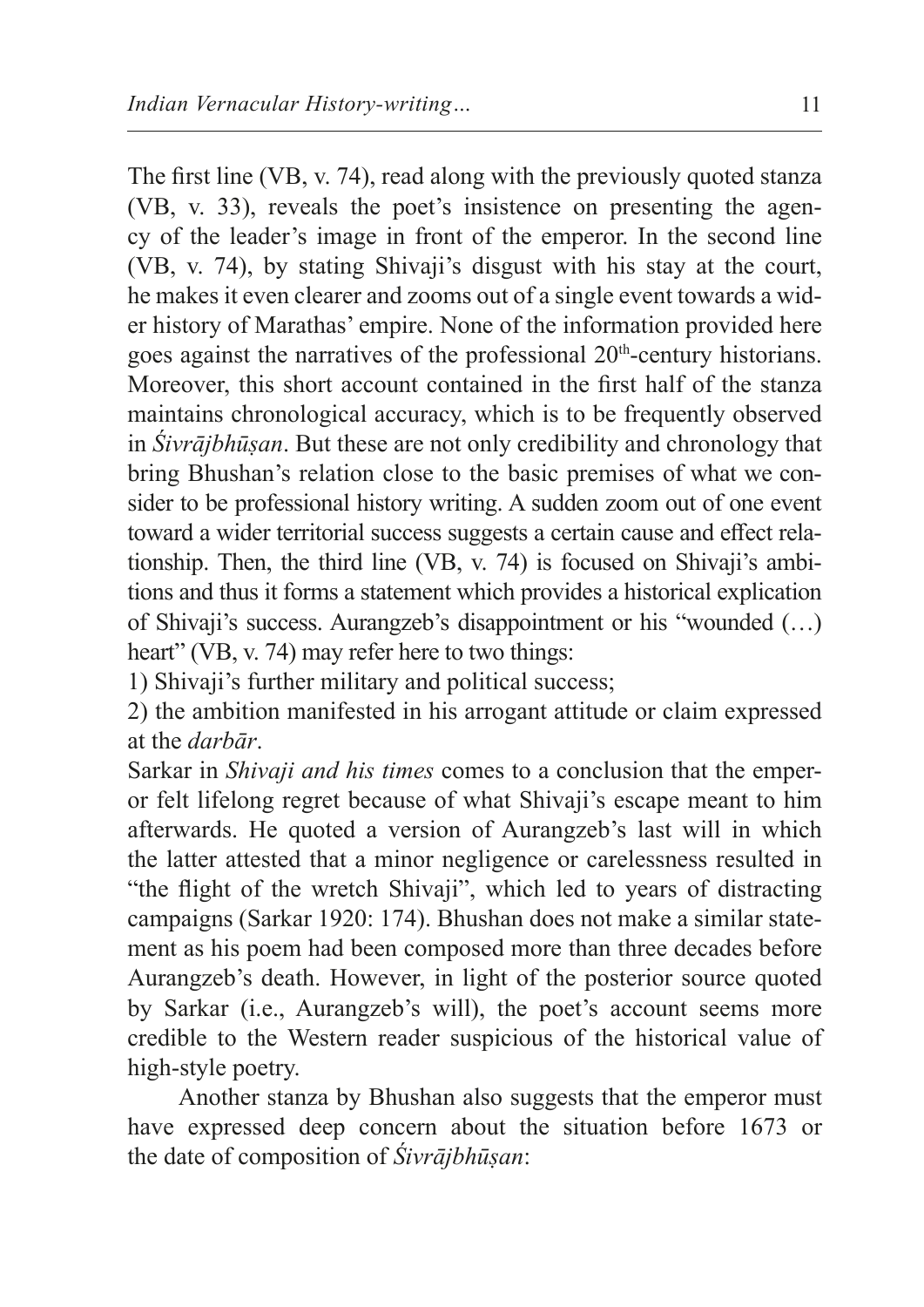The first line (VB, v. 74), read along with the previously quoted stanza (VB, v. 33), reveals the poet's insistence on presenting the agency of the leader's image in front of the emperor. In the second line (VB, v. 74), by stating Shivaji's disgust with his stay at the court, he makes it even clearer and zooms out of a single event towards a wider history of Marathas' empire. None of the information provided here goes against the narratives of the professional 20th-century historians. Moreover, this short account contained in the first half of the stanza maintains chronological accuracy, which is to be frequently observed in *Śivrājbhūṣan*. But these are not only credibility and chronology that bring Bhushan's relation close to the basic premises of what we consider to be professional history writing. A sudden zoom out of one event toward a wider territorial success suggests a certain cause and effect relationship. Then, the third line (VB, v. 74) is focused on Shivaji's ambitions and thus it forms a statement which provides a historical explication of Shivaji's success. Aurangzeb's disappointment or his "wounded (…) heart" (VB, v. 74) may refer here to two things:

1) Shivaji's further military and political success;
2) the ambition manifested in his arrogant attitude or claim expressed at the *darbār*.

Sarkar in *Shivaji and his times* comes to a conclusion that the emperor felt lifelong regret because of what Shivaji's escape meant to him afterwards. He quoted a version of Aurangzeb's last will in which the latter attested that a minor negligence or carelessness resulted in "the flight of the wretch Shivaji", which led to years of distracting campaigns (Sarkar 1920: 174). Bhushan does not make a similar statement as his poem had been composed more than three decades before Aurangzeb's death. However, in light of the posterior source quoted by Sarkar (i.e., Aurangzeb's will), the poet's account seems more credible to the Western reader suspicious of the historical value of high-style poetry.

Another stanza by Bhushan also suggests that the emperor must have expressed deep concern about the situation before 1673 or the date of composition of *Śivrājbhūṣan*: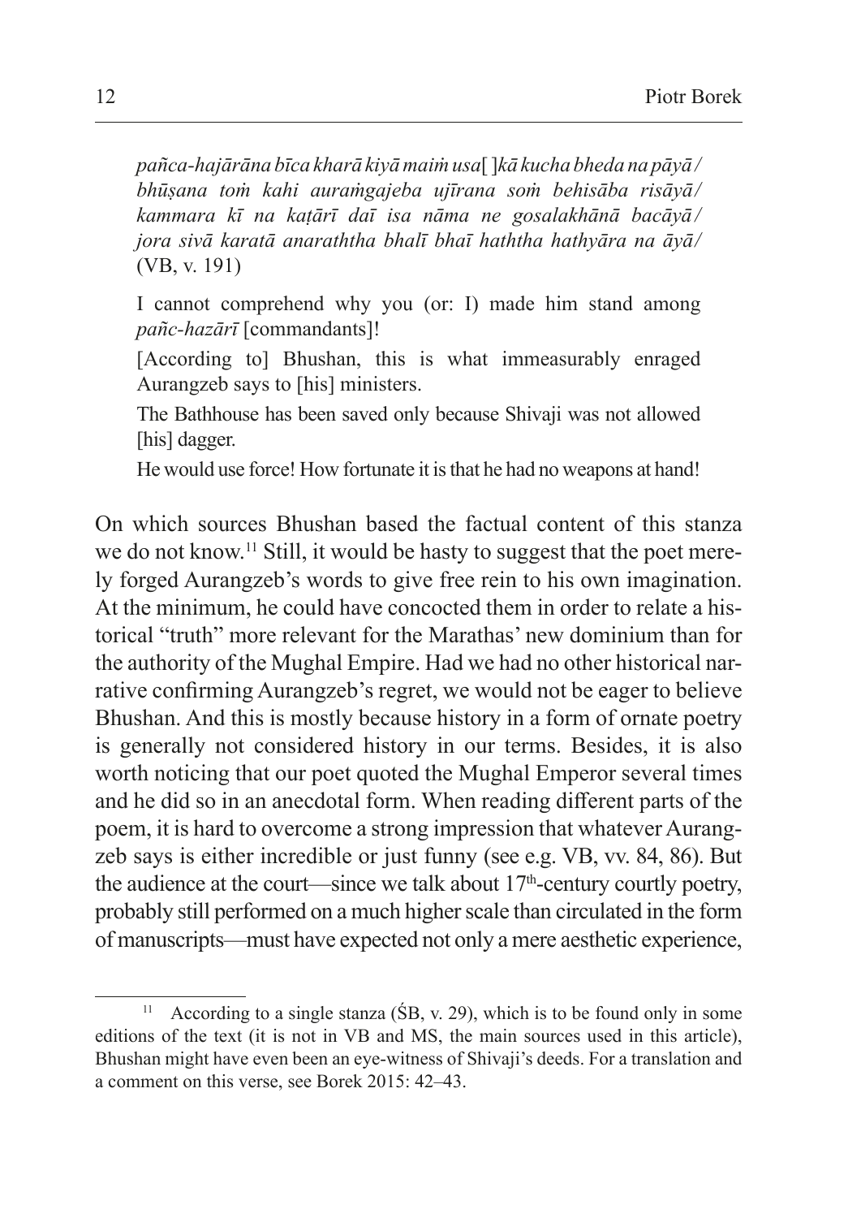*pañca-hajārāna bīca kharā kiyā maiṁ usa*[ ]*kā kucha bheda na pāyā / bhūṣana toṁ kahi auraṁgajeba ujīrana soṁ behisāba risāyā / kammara kī na kaṭārī daī isa nāma ne gosalakhānā bacāyā / jora sivā karatā anaraththa bhalī bhaī haththa hathyāra na āyā /* (VB, v. 191)

> I cannot comprehend why you (or: I) made him stand among *pañc-hazārī* [commandants]!
>
> [According to] Bhushan, this is what immeasurably enraged Aurangzeb says to [his] ministers.
>
> The Bathhouse has been saved only because Shivaji was not allowed [his] dagger.
>
> He would use force! How fortunate it is that he had no weapons at hand!

On which sources Bhushan based the factual content of this stanza we do not know.[11] Still, it would be hasty to suggest that the poet merely forged Aurangzeb's words to give free rein to his own imagination. At the minimum, he could have concocted them in order to relate a historical "truth" more relevant for the Marathas' new dominium than for the authority of the Mughal Empire. Had we had no other historical narrative confirming Aurangzeb's regret, we would not be eager to believe Bhushan. And this is mostly because history in a form of ornate poetry is generally not considered history in our terms. Besides, it is also worth noticing that our poet quoted the Mughal Emperor several times and he did so in an anecdotal form. When reading different parts of the poem, it is hard to overcome a strong impression that whatever Aurangzeb says is either incredible or just funny (see e.g. VB, vv. 84, 86). But the audience at the court—since we talk about 17th-century courtly poetry, probably still performed on a much higher scale than circulated in the form of manuscripts—must have expected not only a mere aesthetic experience,

[11] According to a single stanza (ŚB, v. 29), which is to be found only in some editions of the text (it is not in VB and MS, the main sources used in this article), Bhushan might have even been an eye-witness of Shivaji's deeds. For a translation and a comment on this verse, see Borek 2015: 42–43.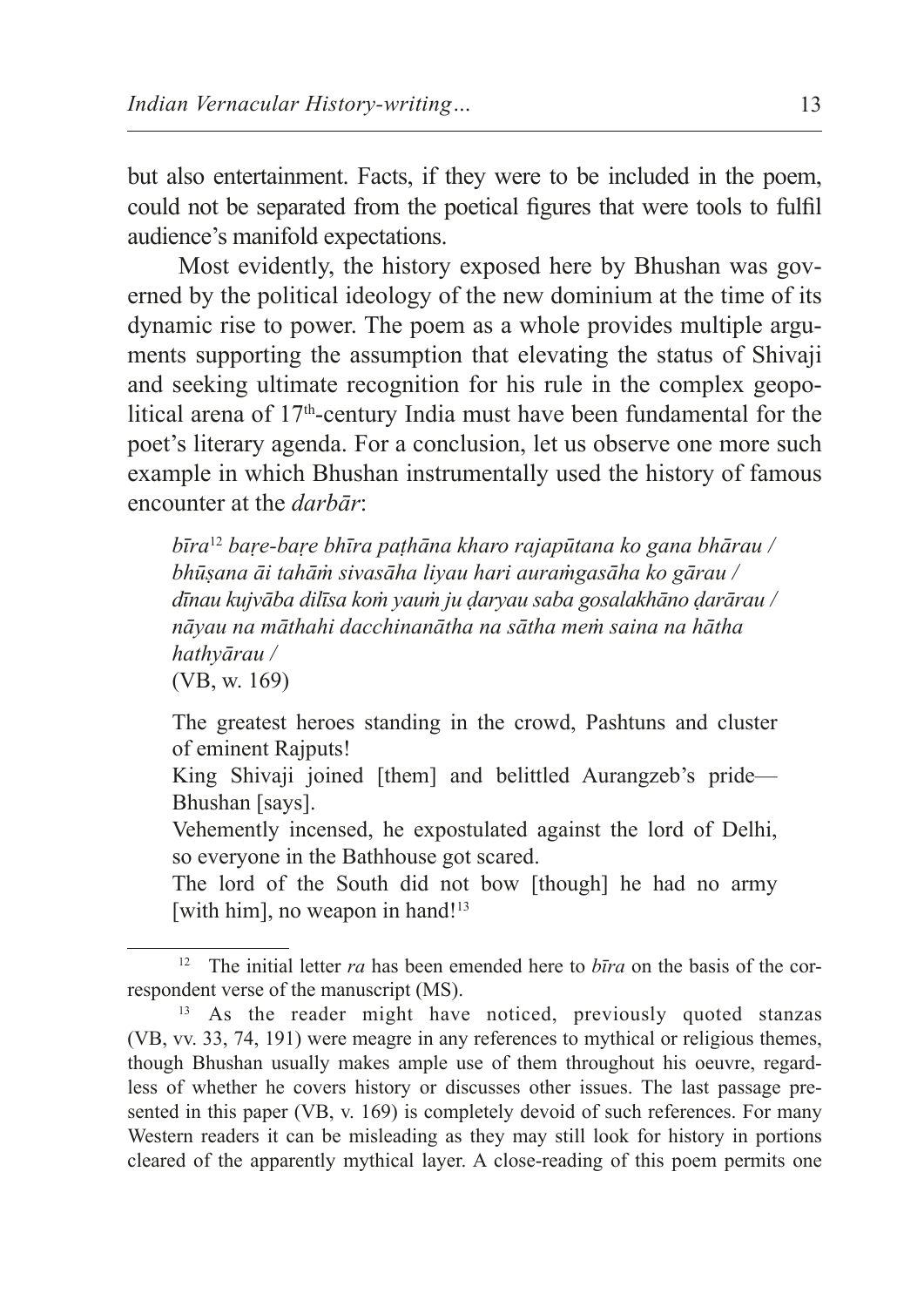but also entertainment. Facts, if they were to be included in the poem, could not be separated from the poetical figures that were tools to fulfil audience's manifold expectations.

Most evidently, the history exposed here by Bhushan was governed by the political ideology of the new dominium at the time of its dynamic rise to power. The poem as a whole provides multiple arguments supporting the assumption that elevating the status of Shivaji and seeking ultimate recognition for his rule in the complex geopolitical arena of 17th-century India must have been fundamental for the poet's literary agenda. For a conclusion, let us observe one more such example in which Bhushan instrumentally used the history of famous encounter at the *darbār*:

> *bīra*[12] *baṛe-baṛe bhīra paṭhāna kharo rajapūtana ko gana bhārau /*
> *bhūṣana āi tahāṁ sivasāha liyau hari auraṁgasāha ko gārau /*
> *dīnau kujvāba dilīsa koṁ yauṁ ju ḍaryau saba gosalakhāno ḍarārau /*
> *nāyau na māthahi dacchinanātha na sātha meṁ saina na hātha hathyārau /*
> (VB, w. 169)
>
> The greatest heroes standing in the crowd, Pashtuns and cluster of eminent Rajputs!
> King Shivaji joined [them] and belittled Aurangzeb's pride—Bhushan [says].
> Vehemently incensed, he expostulated against the lord of Delhi, so everyone in the Bathhouse got scared.
> The lord of the South did not bow [though] he had no army [with him], no weapon in hand![13]

---

[12] The initial letter *ra* has been emended here to *bīra* on the basis of the correspondent verse of the manuscript (MS).

[13] As the reader might have noticed, previously quoted stanzas (VB, vv. 33, 74, 191) were meagre in any references to mythical or religious themes, though Bhushan usually makes ample use of them throughout his oeuvre, regardless of whether he covers history or discusses other issues. The last passage presented in this paper (VB, v. 169) is completely devoid of such references. For many Western readers it can be misleading as they may still look for history in portions cleared of the apparently mythical layer. A close-reading of this poem permits one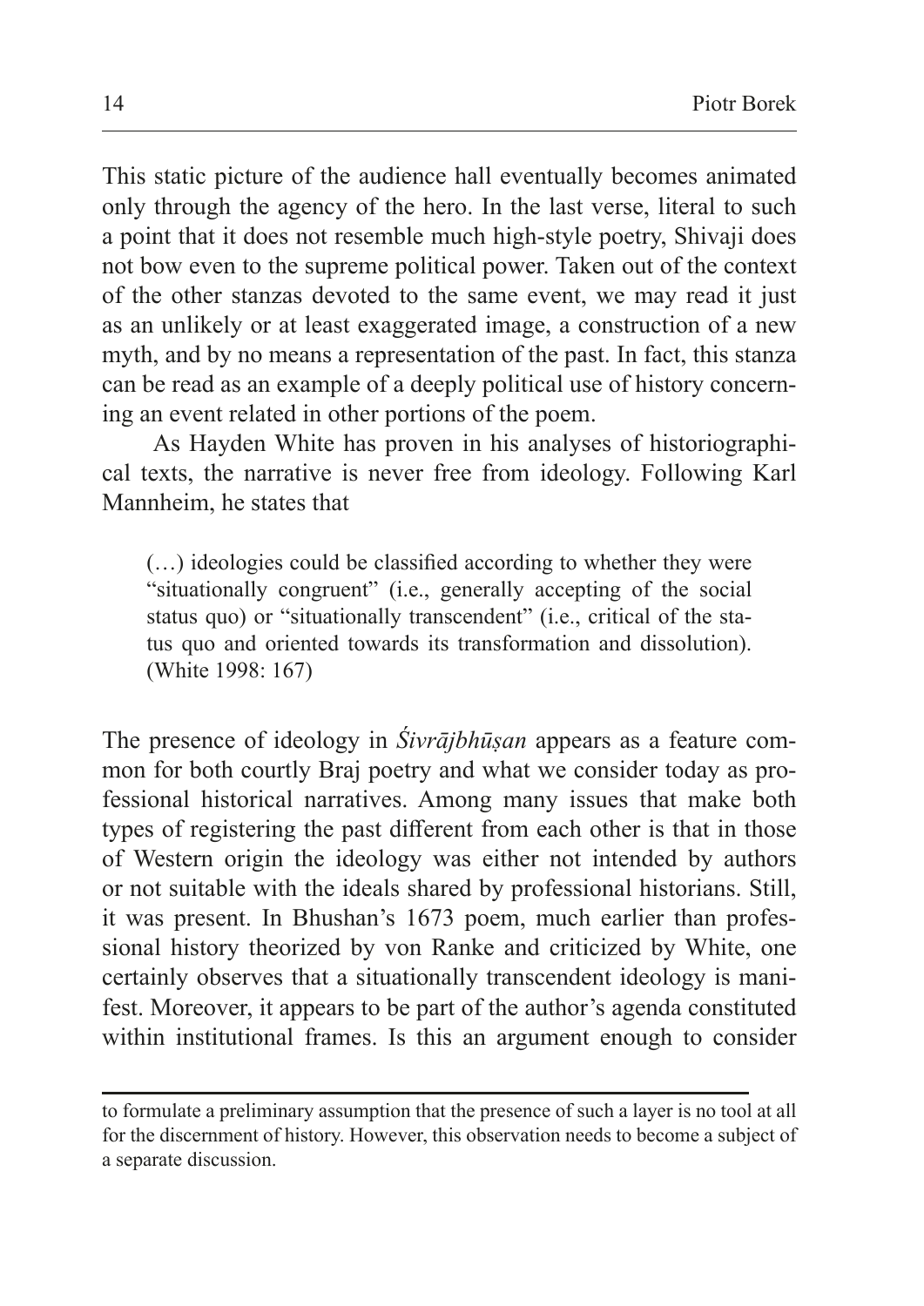This static picture of the audience hall eventually becomes animated only through the agency of the hero. In the last verse, literal to such a point that it does not resemble much high-style poetry, Shivaji does not bow even to the supreme political power. Taken out of the context of the other stanzas devoted to the same event, we may read it just as an unlikely or at least exaggerated image, a construction of a new myth, and by no means a representation of the past. In fact, this stanza can be read as an example of a deeply political use of history concerning an event related in other portions of the poem.

As Hayden White has proven in his analyses of historiographical texts, the narrative is never free from ideology. Following Karl Mannheim, he states that

> (…) ideologies could be classified according to whether they were "situationally congruent" (i.e., generally accepting of the social status quo) or "situationally transcendent" (i.e., critical of the status quo and oriented towards its transformation and dissolution). (White 1998: 167)

The presence of ideology in *Śivrājbhūṣan* appears as a feature common for both courtly Braj poetry and what we consider today as professional historical narratives. Among many issues that make both types of registering the past different from each other is that in those of Western origin the ideology was either not intended by authors or not suitable with the ideals shared by professional historians. Still, it was present. In Bhushan's 1673 poem, much earlier than professional history theorized by von Ranke and criticized by White, one certainly observes that a situationally transcendent ideology is manifest. Moreover, it appears to be part of the author's agenda constituted within institutional frames. Is this an argument enough to consider

---

to formulate a preliminary assumption that the presence of such a layer is no tool at all for the discernment of history. However, this observation needs to become a subject of a separate discussion.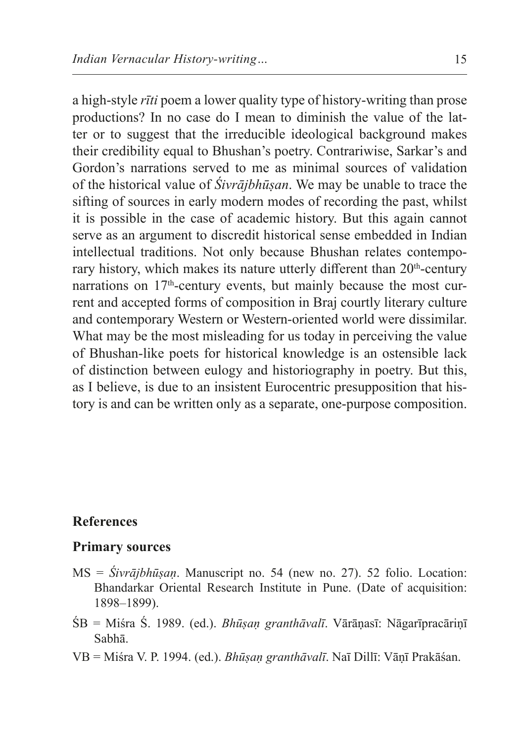a high-style *rīti* poem a lower quality type of history-writing than prose productions? In no case do I mean to diminish the value of the latter or to suggest that the irreducible ideological background makes their credibility equal to Bhushan's poetry. Contrariwise, Sarkar's and Gordon's narrations served to me as minimal sources of validation of the historical value of *Śivrājbhūṣan*. We may be unable to trace the sifting of sources in early modern modes of recording the past, whilst it is possible in the case of academic history. But this again cannot serve as an argument to discredit historical sense embedded in Indian intellectual traditions. Not only because Bhushan relates contemporary history, which makes its nature utterly different than 20th-century narrations on 17th-century events, but mainly because the most current and accepted forms of composition in Braj courtly literary culture and contemporary Western or Western-oriented world were dissimilar. What may be the most misleading for us today in perceiving the value of Bhushan-like poets for historical knowledge is an ostensible lack of distinction between eulogy and historiography in poetry. But this, as I believe, is due to an insistent Eurocentric presupposition that history is and can be written only as a separate, one-purpose composition.

## References

### Primary sources

MS = *Śivrājbhūṣaṇ*. Manuscript no. 54 (new no. 27). 52 folio. Location: Bhandarkar Oriental Research Institute in Pune. (Date of acquisition: 1898–1899).

ŚB = Miśra Ś. 1989. (ed.). *Bhūṣaṇ granthāvalī*. Vārāṇasī: Nāgarīpracāriṇī Sabhā.

VB = Miśra V. P. 1994. (ed.). *Bhūṣaṇ granthāvalī*. Naī Dillī: Vāṇī Prakāśan.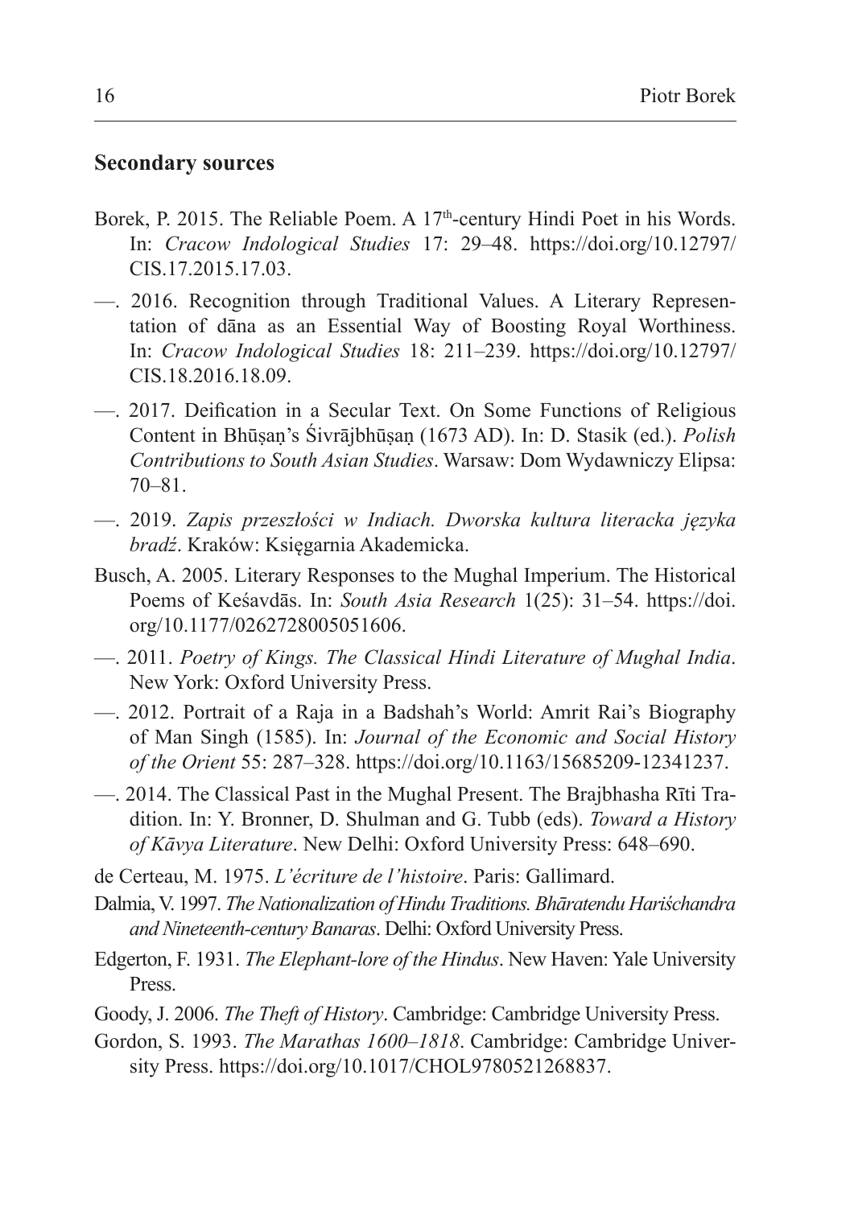## Secondary sources

Borek, P. 2015. The Reliable Poem. A 17th-century Hindi Poet in his Words. In: *Cracow Indological Studies* 17: 29–48. https://doi.org/10.12797/CIS.17.2015.17.03.

—. 2016. Recognition through Traditional Values. A Literary Representation of dāna as an Essential Way of Boosting Royal Worthiness. In: *Cracow Indological Studies* 18: 211–239. https://doi.org/10.12797/CIS.18.2016.18.09.

—. 2017. Deification in a Secular Text. On Some Functions of Religious Content in Bhūṣaṇ's Śivrājbhūṣaṇ (1673 AD). In: D. Stasik (ed.). *Polish Contributions to South Asian Studies*. Warsaw: Dom Wydawniczy Elipsa: 70–81.

—. 2019. *Zapis przeszłości w Indiach. Dworska kultura literacka języka bradź*. Kraków: Księgarnia Akademicka.

Busch, A. 2005. Literary Responses to the Mughal Imperium. The Historical Poems of Keśavdās. In: *South Asia Research* 1(25): 31–54. https://doi.org/10.1177/0262728005051606.

—. 2011. *Poetry of Kings. The Classical Hindi Literature of Mughal India*. New York: Oxford University Press.

—. 2012. Portrait of a Raja in a Badshah's World: Amrit Rai's Biography of Man Singh (1585). In: *Journal of the Economic and Social History of the Orient* 55: 287–328. https://doi.org/10.1163/15685209-12341237.

—. 2014. The Classical Past in the Mughal Present. The Brajbhasha Rīti Tradition. In: Y. Bronner, D. Shulman and G. Tubb (eds). *Toward a History of Kāvya Literature*. New Delhi: Oxford University Press: 648–690.

de Certeau, M. 1975. *L'écriture de l'histoire*. Paris: Gallimard.

Dalmia, V. 1997. *The Nationalization of Hindu Traditions. Bhāratendu Hariśchandra and Nineteenth-century Banaras*. Delhi: Oxford University Press.

Edgerton, F. 1931. *The Elephant-lore of the Hindus*. New Haven: Yale University Press.

Goody, J. 2006. *The Theft of History*. Cambridge: Cambridge University Press.

Gordon, S. 1993. *The Marathas 1600–1818*. Cambridge: Cambridge University Press. https://doi.org/10.1017/CHOL9780521268837.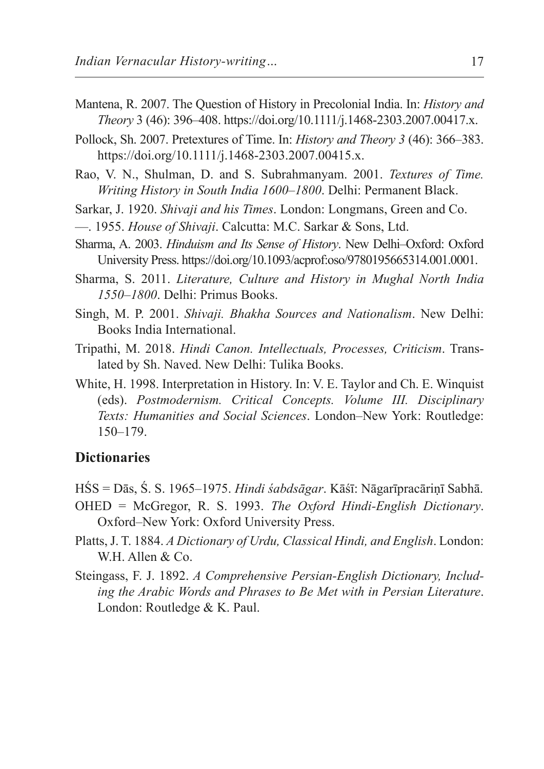Mantena, R. 2007. The Question of History in Precolonial India. In: *History and Theory* 3 (46): 396–408. https://doi.org/10.1111/j.1468-2303.2007.00417.x.

Pollock, Sh. 2007. Pretextures of Time. In: *History and Theory 3* (46): 366–383. https://doi.org/10.1111/j.1468-2303.2007.00415.x.

Rao, V. N., Shulman, D. and S. Subrahmanyam. 2001. *Textures of Time. Writing History in South India 1600–1800*. Delhi: Permanent Black.

Sarkar, J. 1920. *Shivaji and his Times*. London: Longmans, Green and Co.

—. 1955. *House of Shivaji*. Calcutta: M.C. Sarkar & Sons, Ltd.

Sharma, A. 2003. *Hinduism and Its Sense of History*. New Delhi–Oxford: Oxford University Press. https://doi.org/10.1093/acprof:oso/9780195665314.001.0001.

Sharma, S. 2011. *Literature, Culture and History in Mughal North India 1550–1800*. Delhi: Primus Books.

Singh, M. P. 2001. *Shivaji. Bhakha Sources and Nationalism*. New Delhi: Books India International.

Tripathi, M. 2018. *Hindi Canon. Intellectuals, Processes, Criticism*. Translated by Sh. Naved. New Delhi: Tulika Books.

White, H. 1998. Interpretation in History. In: V. E. Taylor and Ch. E. Winquist (eds). *Postmodernism. Critical Concepts. Volume III. Disciplinary Texts: Humanities and Social Sciences*. London–New York: Routledge: 150–179.

## Dictionaries

HŚS = Dās, Ś. S. 1965–1975. *Hindi śabdsāgar*. Kāśī: Nāgarīpracāriṇī Sabhā.

OHED = McGregor, R. S. 1993. *The Oxford Hindi-English Dictionary*. Oxford–New York: Oxford University Press.

Platts, J. T. 1884. *A Dictionary of Urdu, Classical Hindi, and English*. London: W.H. Allen & Co.

Steingass, F. J. 1892. *A Comprehensive Persian-English Dictionary, Including the Arabic Words and Phrases to Be Met with in Persian Literature*. London: Routledge & K. Paul.